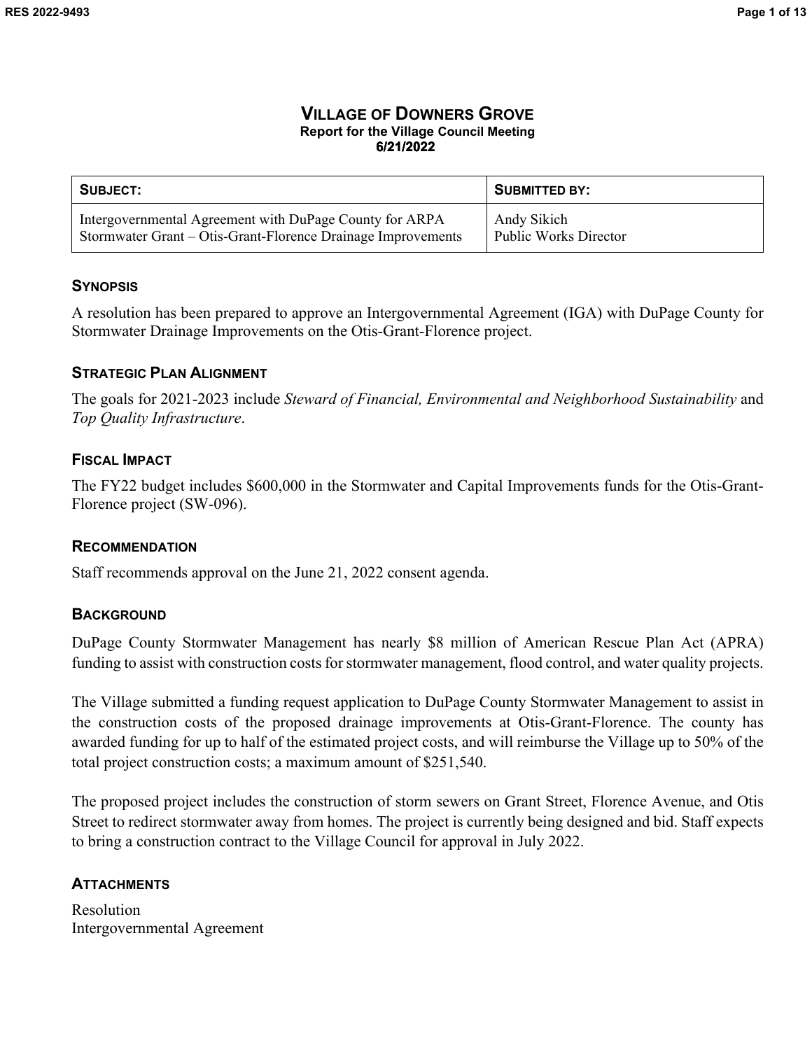# VILLAGE OF DOWNERS GROVE

**Report for the Village Council Meeting**
**6/21/2022**

| SUBJECT: | SUBMITTED BY: |
| --- | --- |
| Intergovernmental Agreement with DuPage County for ARPA Stormwater Grant – Otis-Grant-Florence Drainage Improvements | Andy Sikich<br>Public Works Director |

## SYNOPSIS

A resolution has been prepared to approve an Intergovernmental Agreement (IGA) with DuPage County for Stormwater Drainage Improvements on the Otis-Grant-Florence project.

## STRATEGIC PLAN ALIGNMENT

The goals for 2021-2023 include *Steward of Financial, Environmental and Neighborhood Sustainability* and *Top Quality Infrastructure*.

## FISCAL IMPACT

The FY22 budget includes $600,000 in the Stormwater and Capital Improvements funds for the Otis-Grant-Florence project (SW-096).

## RECOMMENDATION

Staff recommends approval on the June 21, 2022 consent agenda.

## BACKGROUND

DuPage County Stormwater Management has nearly $8 million of American Rescue Plan Act (APRA) funding to assist with construction costs for stormwater management, flood control, and water quality projects.

The Village submitted a funding request application to DuPage County Stormwater Management to assist in the construction costs of the proposed drainage improvements at Otis-Grant-Florence. The county has awarded funding for up to half of the estimated project costs, and will reimburse the Village up to 50% of the total project construction costs; a maximum amount of $251,540.

The proposed project includes the construction of storm sewers on Grant Street, Florence Avenue, and Otis Street to redirect stormwater away from homes. The project is currently being designed and bid. Staff expects to bring a construction contract to the Village Council for approval in July 2022.

## ATTACHMENTS

Resolution
Intergovernmental Agreement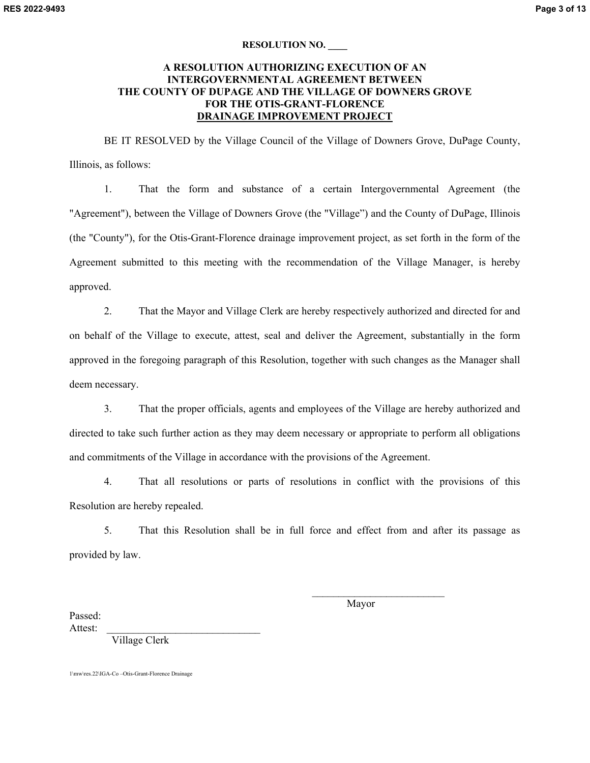**RESOLUTION NO. ____**

**A RESOLUTION AUTHORIZING EXECUTION OF AN INTERGOVERNMENTAL AGREEMENT BETWEEN THE COUNTY OF DUPAGE AND THE VILLAGE OF DOWNERS GROVE FOR THE OTIS-GRANT-FLORENCE DRAINAGE IMPROVEMENT PROJECT**

BE IT RESOLVED by the Village Council of the Village of Downers Grove, DuPage County, Illinois, as follows:

1. That the form and substance of a certain Intergovernmental Agreement (the "Agreement"), between the Village of Downers Grove (the "Village") and the County of DuPage, Illinois (the "County"), for the Otis-Grant-Florence drainage improvement project, as set forth in the form of the Agreement submitted to this meeting with the recommendation of the Village Manager, is hereby approved.

2. That the Mayor and Village Clerk are hereby respectively authorized and directed for and on behalf of the Village to execute, attest, seal and deliver the Agreement, substantially in the form approved in the foregoing paragraph of this Resolution, together with such changes as the Manager shall deem necessary.

3. That the proper officials, agents and employees of the Village are hereby authorized and directed to take such further action as they may deem necessary or appropriate to perform all obligations and commitments of the Village in accordance with the provisions of the Agreement.

4. That all resolutions or parts of resolutions in conflict with the provisions of this Resolution are hereby repealed.

5. That this Resolution shall be in full force and effect from and after its passage as provided by law.

\_\_\_\_\_\_\_\_\_\_\_\_\_\_\_\_\_\_\_\_\_\_\_\_\_\_
Mayor

Passed:
Attest: \_\_\_\_\_\_\_\_\_\_\_\_\_\_\_\_\_\_\_\_\_\_\_\_\_\_\_\_\_\_
Village Clerk

1\mw\res.22\IGA-Co –Otis-Grant-Florence Drainage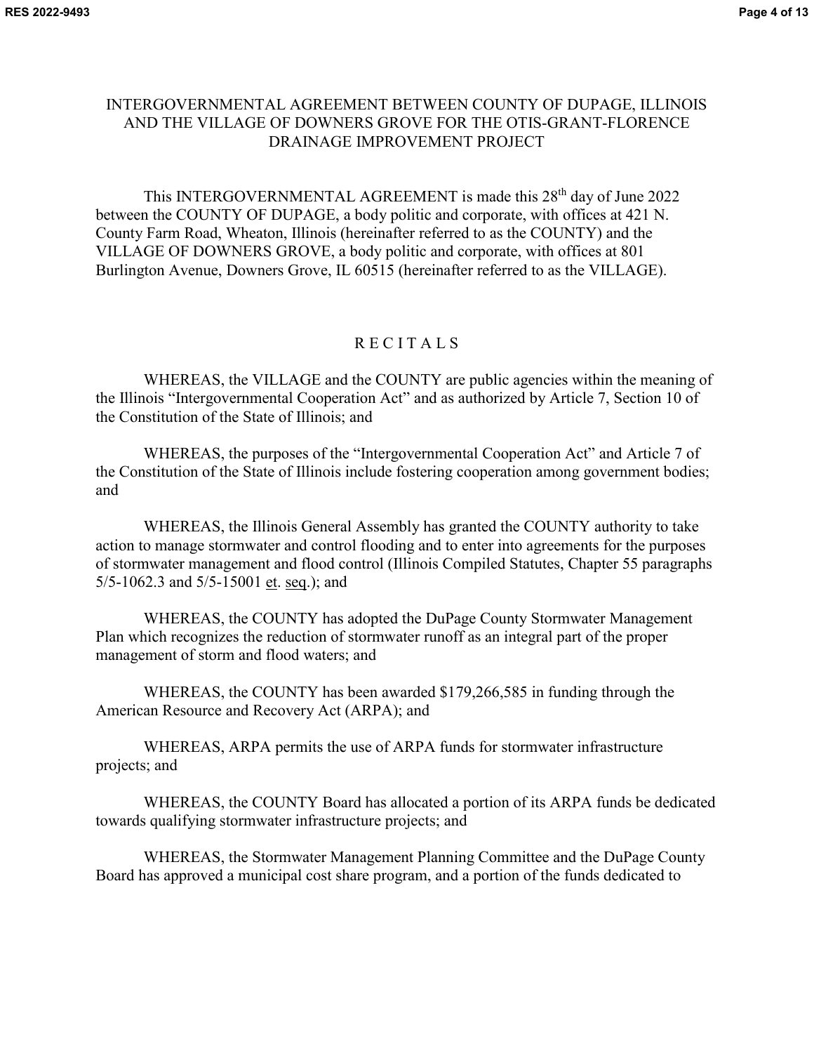# INTERGOVERNMENTAL AGREEMENT BETWEEN COUNTY OF DUPAGE, ILLINOIS AND THE VILLAGE OF DOWNERS GROVE FOR THE OTIS-GRANT-FLORENCE DRAINAGE IMPROVEMENT PROJECT

This INTERGOVERNMENTAL AGREEMENT is made this 28th day of June 2022 between the COUNTY OF DUPAGE, a body politic and corporate, with offices at 421 N. County Farm Road, Wheaton, Illinois (hereinafter referred to as the COUNTY) and the VILLAGE OF DOWNERS GROVE, a body politic and corporate, with offices at 801 Burlington Avenue, Downers Grove, IL 60515 (hereinafter referred to as the VILLAGE).

## R E C I T A L S

WHEREAS, the VILLAGE and the COUNTY are public agencies within the meaning of the Illinois "Intergovernmental Cooperation Act" and as authorized by Article 7, Section 10 of the Constitution of the State of Illinois; and

WHEREAS, the purposes of the "Intergovernmental Cooperation Act" and Article 7 of the Constitution of the State of Illinois include fostering cooperation among government bodies; and

WHEREAS, the Illinois General Assembly has granted the COUNTY authority to take action to manage stormwater and control flooding and to enter into agreements for the purposes of stormwater management and flood control (Illinois Compiled Statutes, Chapter 55 paragraphs 5/5-1062.3 and 5/5-15001 et. seq.); and

WHEREAS, the COUNTY has adopted the DuPage County Stormwater Management Plan which recognizes the reduction of stormwater runoff as an integral part of the proper management of storm and flood waters; and

WHEREAS, the COUNTY has been awarded $179,266,585 in funding through the American Resource and Recovery Act (ARPA); and

WHEREAS, ARPA permits the use of ARPA funds for stormwater infrastructure projects; and

WHEREAS, the COUNTY Board has allocated a portion of its ARPA funds be dedicated towards qualifying stormwater infrastructure projects; and

WHEREAS, the Stormwater Management Planning Committee and the DuPage County Board has approved a municipal cost share program, and a portion of the funds dedicated to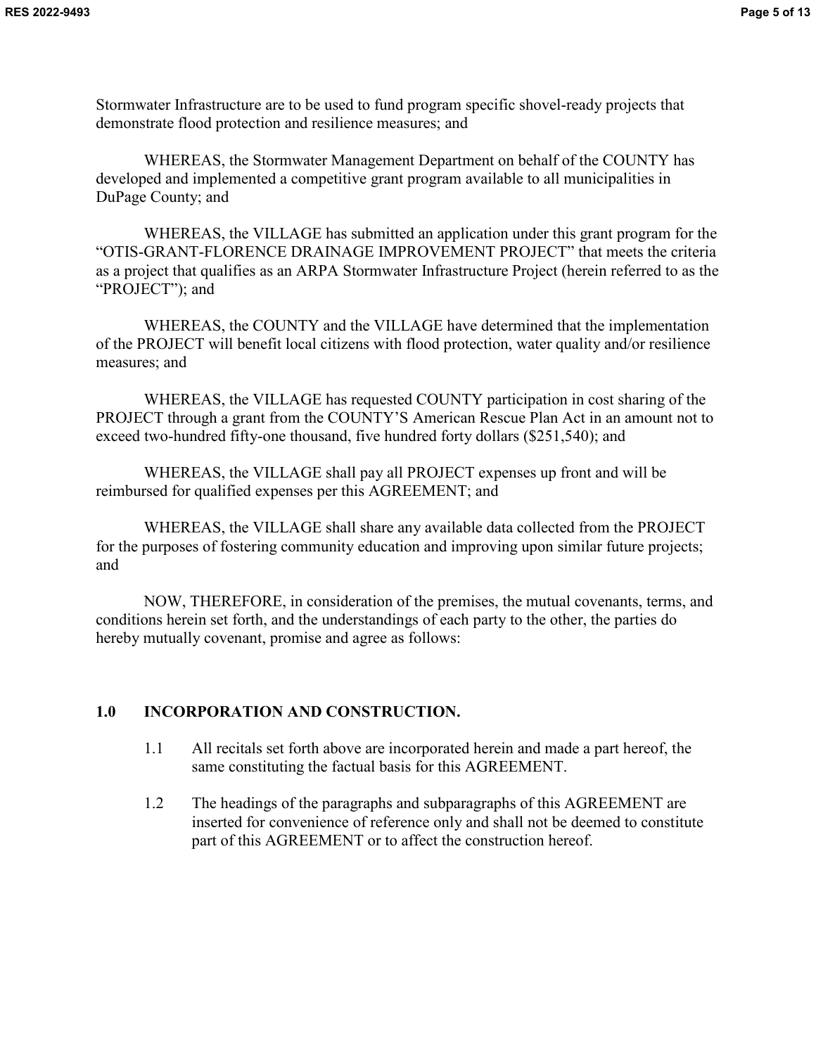Stormwater Infrastructure are to be used to fund program specific shovel-ready projects that demonstrate flood protection and resilience measures; and

WHEREAS, the Stormwater Management Department on behalf of the COUNTY has developed and implemented a competitive grant program available to all municipalities in DuPage County; and

WHEREAS, the VILLAGE has submitted an application under this grant program for the "OTIS-GRANT-FLORENCE DRAINAGE IMPROVEMENT PROJECT" that meets the criteria as a project that qualifies as an ARPA Stormwater Infrastructure Project (herein referred to as the "PROJECT"); and

WHEREAS, the COUNTY and the VILLAGE have determined that the implementation of the PROJECT will benefit local citizens with flood protection, water quality and/or resilience measures; and

WHEREAS, the VILLAGE has requested COUNTY participation in cost sharing of the PROJECT through a grant from the COUNTY'S American Rescue Plan Act in an amount not to exceed two-hundred fifty-one thousand, five hundred forty dollars ($251,540); and

WHEREAS, the VILLAGE shall pay all PROJECT expenses up front and will be reimbursed for qualified expenses per this AGREEMENT; and

WHEREAS, the VILLAGE shall share any available data collected from the PROJECT for the purposes of fostering community education and improving upon similar future projects; and

NOW, THEREFORE, in consideration of the premises, the mutual covenants, terms, and conditions herein set forth, and the understandings of each party to the other, the parties do hereby mutually covenant, promise and agree as follows:

## 1.0 INCORPORATION AND CONSTRUCTION.

1.1 All recitals set forth above are incorporated herein and made a part hereof, the same constituting the factual basis for this AGREEMENT.

1.2 The headings of the paragraphs and subparagraphs of this AGREEMENT are inserted for convenience of reference only and shall not be deemed to constitute part of this AGREEMENT or to affect the construction hereof.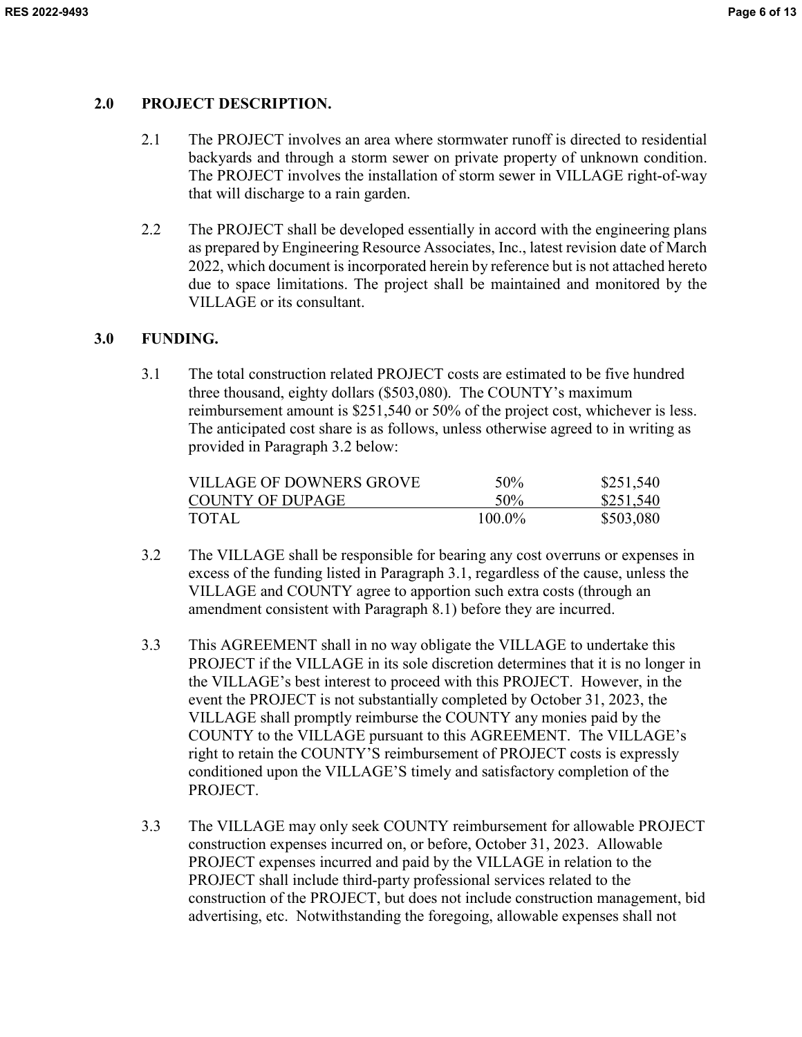## 2.0 PROJECT DESCRIPTION.

2.1 The PROJECT involves an area where stormwater runoff is directed to residential backyards and through a storm sewer on private property of unknown condition. The PROJECT involves the installation of storm sewer in VILLAGE right-of-way that will discharge to a rain garden.

2.2 The PROJECT shall be developed essentially in accord with the engineering plans as prepared by Engineering Resource Associates, Inc., latest revision date of March 2022, which document is incorporated herein by reference but is not attached hereto due to space limitations. The project shall be maintained and monitored by the VILLAGE or its consultant.

## 3.0 FUNDING.

3.1 The total construction related PROJECT costs are estimated to be five hundred three thousand, eighty dollars ($503,080). The COUNTY's maximum reimbursement amount is $251,540 or 50% of the project cost, whichever is less. The anticipated cost share is as follows, unless otherwise agreed to in writing as provided in Paragraph 3.2 below:

| | | |
|---|---|---|
| VILLAGE OF DOWNERS GROVE | 50% | $251,540 |
| COUNTY OF DUPAGE | 50% | $251,540 |
| TOTAL | 100.0% | $503,080 |

3.2 The VILLAGE shall be responsible for bearing any cost overruns or expenses in excess of the funding listed in Paragraph 3.1, regardless of the cause, unless the VILLAGE and COUNTY agree to apportion such extra costs (through an amendment consistent with Paragraph 8.1) before they are incurred.

3.3 This AGREEMENT shall in no way obligate the VILLAGE to undertake this PROJECT if the VILLAGE in its sole discretion determines that it is no longer in the VILLAGE's best interest to proceed with this PROJECT. However, in the event the PROJECT is not substantially completed by October 31, 2023, the VILLAGE shall promptly reimburse the COUNTY any monies paid by the COUNTY to the VILLAGE pursuant to this AGREEMENT. The VILLAGE's right to retain the COUNTY'S reimbursement of PROJECT costs is expressly conditioned upon the VILLAGE'S timely and satisfactory completion of the PROJECT.

3.3 The VILLAGE may only seek COUNTY reimbursement for allowable PROJECT construction expenses incurred on, or before, October 31, 2023. Allowable PROJECT expenses incurred and paid by the VILLAGE in relation to the PROJECT shall include third-party professional services related to the construction of the PROJECT, but does not include construction management, bid advertising, etc. Notwithstanding the foregoing, allowable expenses shall not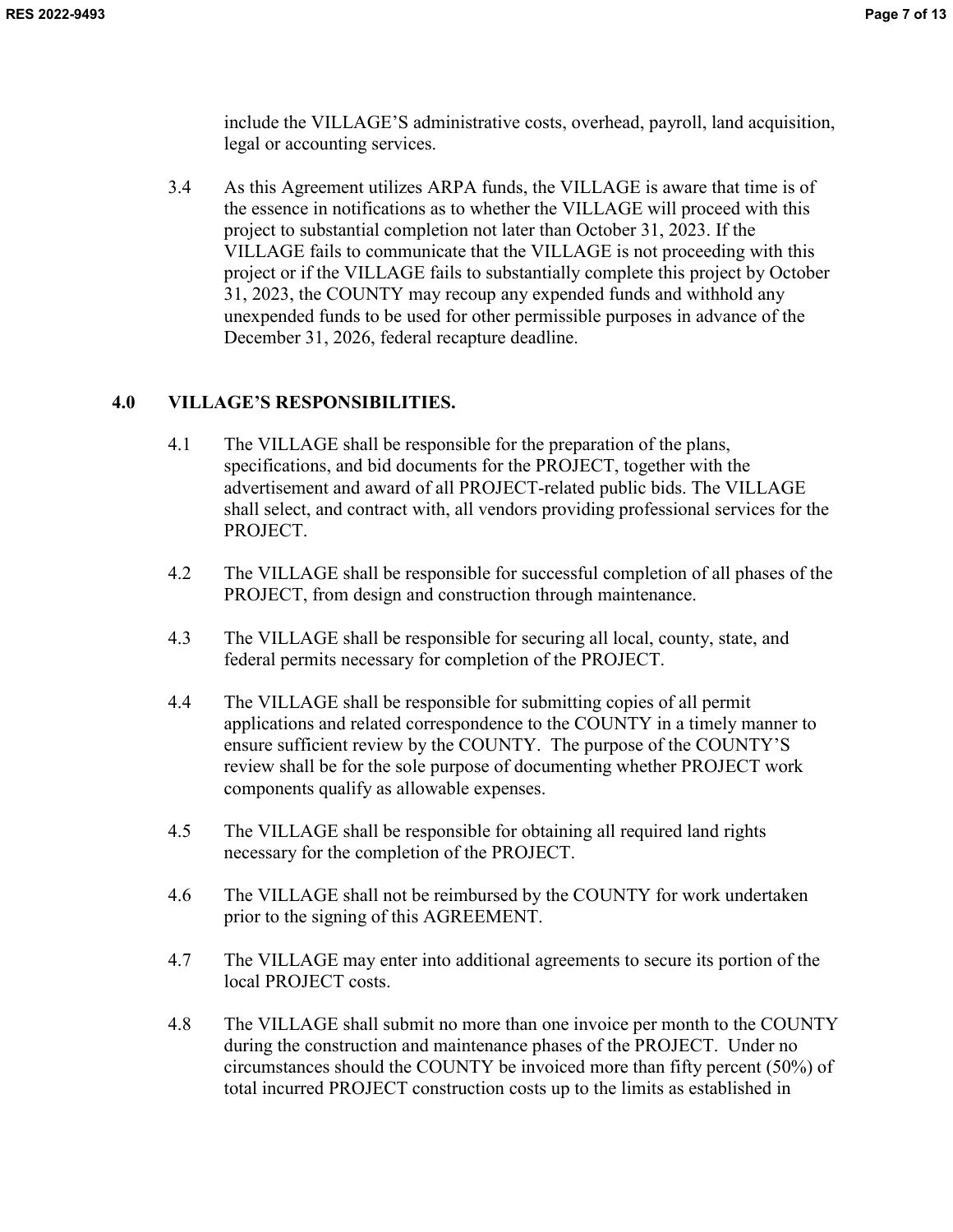include the VILLAGE'S administrative costs, overhead, payroll, land acquisition, legal or accounting services.

3.4 As this Agreement utilizes ARPA funds, the VILLAGE is aware that time is of the essence in notifications as to whether the VILLAGE will proceed with this project to substantial completion not later than October 31, 2023. If the VILLAGE fails to communicate that the VILLAGE is not proceeding with this project or if the VILLAGE fails to substantially complete this project by October 31, 2023, the COUNTY may recoup any expended funds and withhold any unexpended funds to be used for other permissible purposes in advance of the December 31, 2026, federal recapture deadline.

## 4.0 VILLAGE'S RESPONSIBILITIES.

4.1 The VILLAGE shall be responsible for the preparation of the plans, specifications, and bid documents for the PROJECT, together with the advertisement and award of all PROJECT-related public bids. The VILLAGE shall select, and contract with, all vendors providing professional services for the PROJECT.

4.2 The VILLAGE shall be responsible for successful completion of all phases of the PROJECT, from design and construction through maintenance.

4.3 The VILLAGE shall be responsible for securing all local, county, state, and federal permits necessary for completion of the PROJECT.

4.4 The VILLAGE shall be responsible for submitting copies of all permit applications and related correspondence to the COUNTY in a timely manner to ensure sufficient review by the COUNTY. The purpose of the COUNTY'S review shall be for the sole purpose of documenting whether PROJECT work components qualify as allowable expenses.

4.5 The VILLAGE shall be responsible for obtaining all required land rights necessary for the completion of the PROJECT.

4.6 The VILLAGE shall not be reimbursed by the COUNTY for work undertaken prior to the signing of this AGREEMENT.

4.7 The VILLAGE may enter into additional agreements to secure its portion of the local PROJECT costs.

4.8 The VILLAGE shall submit no more than one invoice per month to the COUNTY during the construction and maintenance phases of the PROJECT. Under no circumstances should the COUNTY be invoiced more than fifty percent (50%) of total incurred PROJECT construction costs up to the limits as established in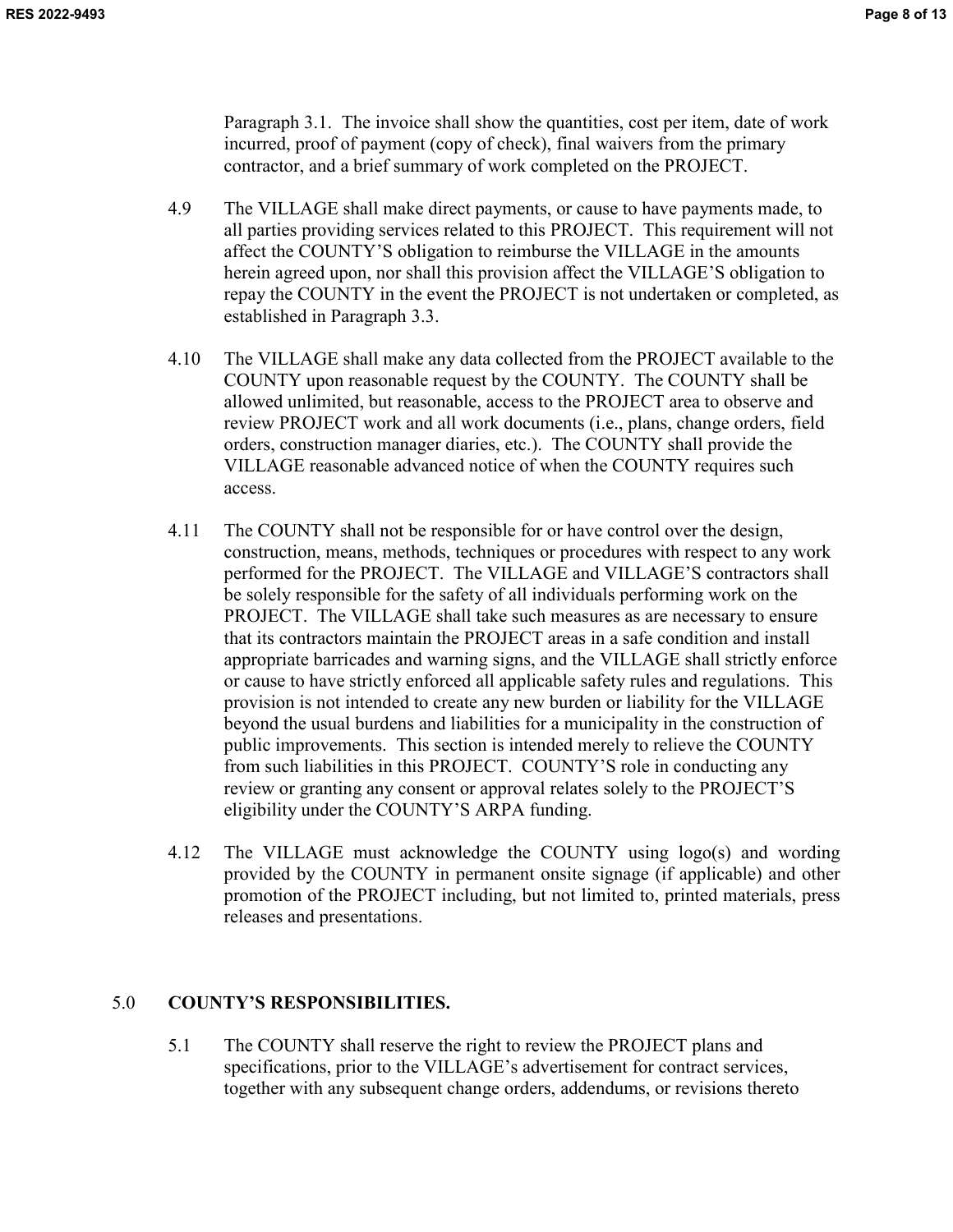Paragraph 3.1. The invoice shall show the quantities, cost per item, date of work incurred, proof of payment (copy of check), final waivers from the primary contractor, and a brief summary of work completed on the PROJECT.

4.9 The VILLAGE shall make direct payments, or cause to have payments made, to all parties providing services related to this PROJECT. This requirement will not affect the COUNTY'S obligation to reimburse the VILLAGE in the amounts herein agreed upon, nor shall this provision affect the VILLAGE'S obligation to repay the COUNTY in the event the PROJECT is not undertaken or completed, as established in Paragraph 3.3.

4.10 The VILLAGE shall make any data collected from the PROJECT available to the COUNTY upon reasonable request by the COUNTY. The COUNTY shall be allowed unlimited, but reasonable, access to the PROJECT area to observe and review PROJECT work and all work documents (i.e., plans, change orders, field orders, construction manager diaries, etc.). The COUNTY shall provide the VILLAGE reasonable advanced notice of when the COUNTY requires such access.

4.11 The COUNTY shall not be responsible for or have control over the design, construction, means, methods, techniques or procedures with respect to any work performed for the PROJECT. The VILLAGE and VILLAGE'S contractors shall be solely responsible for the safety of all individuals performing work on the PROJECT. The VILLAGE shall take such measures as are necessary to ensure that its contractors maintain the PROJECT areas in a safe condition and install appropriate barricades and warning signs, and the VILLAGE shall strictly enforce or cause to have strictly enforced all applicable safety rules and regulations. This provision is not intended to create any new burden or liability for the VILLAGE beyond the usual burdens and liabilities for a municipality in the construction of public improvements. This section is intended merely to relieve the COUNTY from such liabilities in this PROJECT. COUNTY'S role in conducting any review or granting any consent or approval relates solely to the PROJECT'S eligibility under the COUNTY'S ARPA funding.

4.12 The VILLAGE must acknowledge the COUNTY using logo(s) and wording provided by the COUNTY in permanent onsite signage (if applicable) and other promotion of the PROJECT including, but not limited to, printed materials, press releases and presentations.

## 5.0 COUNTY'S RESPONSIBILITIES.

5.1 The COUNTY shall reserve the right to review the PROJECT plans and specifications, prior to the VILLAGE's advertisement for contract services, together with any subsequent change orders, addendums, or revisions thereto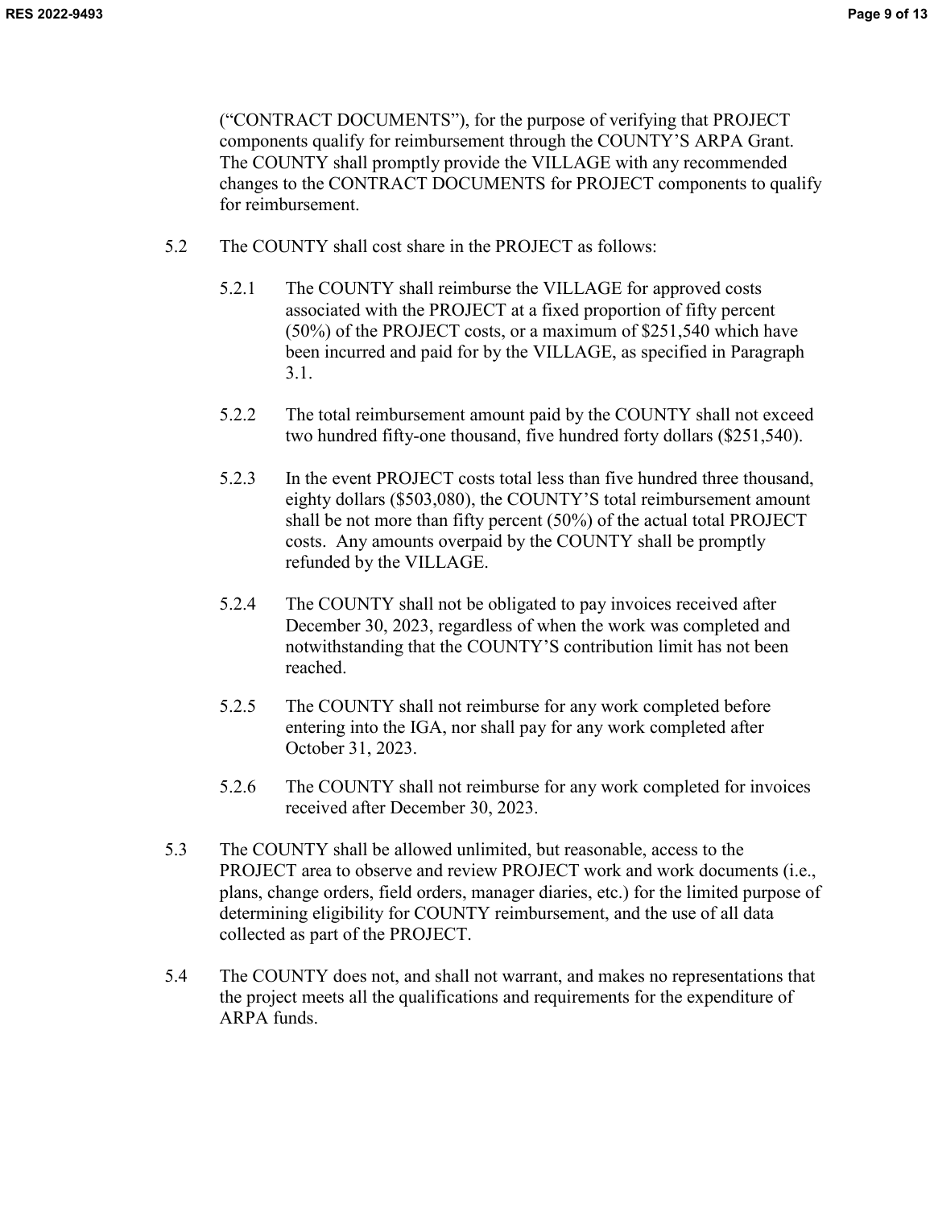("CONTRACT DOCUMENTS"), for the purpose of verifying that PROJECT components qualify for reimbursement through the COUNTY'S ARPA Grant. The COUNTY shall promptly provide the VILLAGE with any recommended changes to the CONTRACT DOCUMENTS for PROJECT components to qualify for reimbursement.

5.2 The COUNTY shall cost share in the PROJECT as follows:

5.2.1 The COUNTY shall reimburse the VILLAGE for approved costs associated with the PROJECT at a fixed proportion of fifty percent (50%) of the PROJECT costs, or a maximum of $251,540 which have been incurred and paid for by the VILLAGE, as specified in Paragraph 3.1.

5.2.2 The total reimbursement amount paid by the COUNTY shall not exceed two hundred fifty-one thousand, five hundred forty dollars ($251,540).

5.2.3 In the event PROJECT costs total less than five hundred three thousand, eighty dollars ($503,080), the COUNTY'S total reimbursement amount shall be not more than fifty percent (50%) of the actual total PROJECT costs. Any amounts overpaid by the COUNTY shall be promptly refunded by the VILLAGE.

5.2.4 The COUNTY shall not be obligated to pay invoices received after December 30, 2023, regardless of when the work was completed and notwithstanding that the COUNTY'S contribution limit has not been reached.

5.2.5 The COUNTY shall not reimburse for any work completed before entering into the IGA, nor shall pay for any work completed after October 31, 2023.

5.2.6 The COUNTY shall not reimburse for any work completed for invoices received after December 30, 2023.

5.3 The COUNTY shall be allowed unlimited, but reasonable, access to the PROJECT area to observe and review PROJECT work and work documents (i.e., plans, change orders, field orders, manager diaries, etc.) for the limited purpose of determining eligibility for COUNTY reimbursement, and the use of all data collected as part of the PROJECT.

5.4 The COUNTY does not, and shall not warrant, and makes no representations that the project meets all the qualifications and requirements for the expenditure of ARPA funds.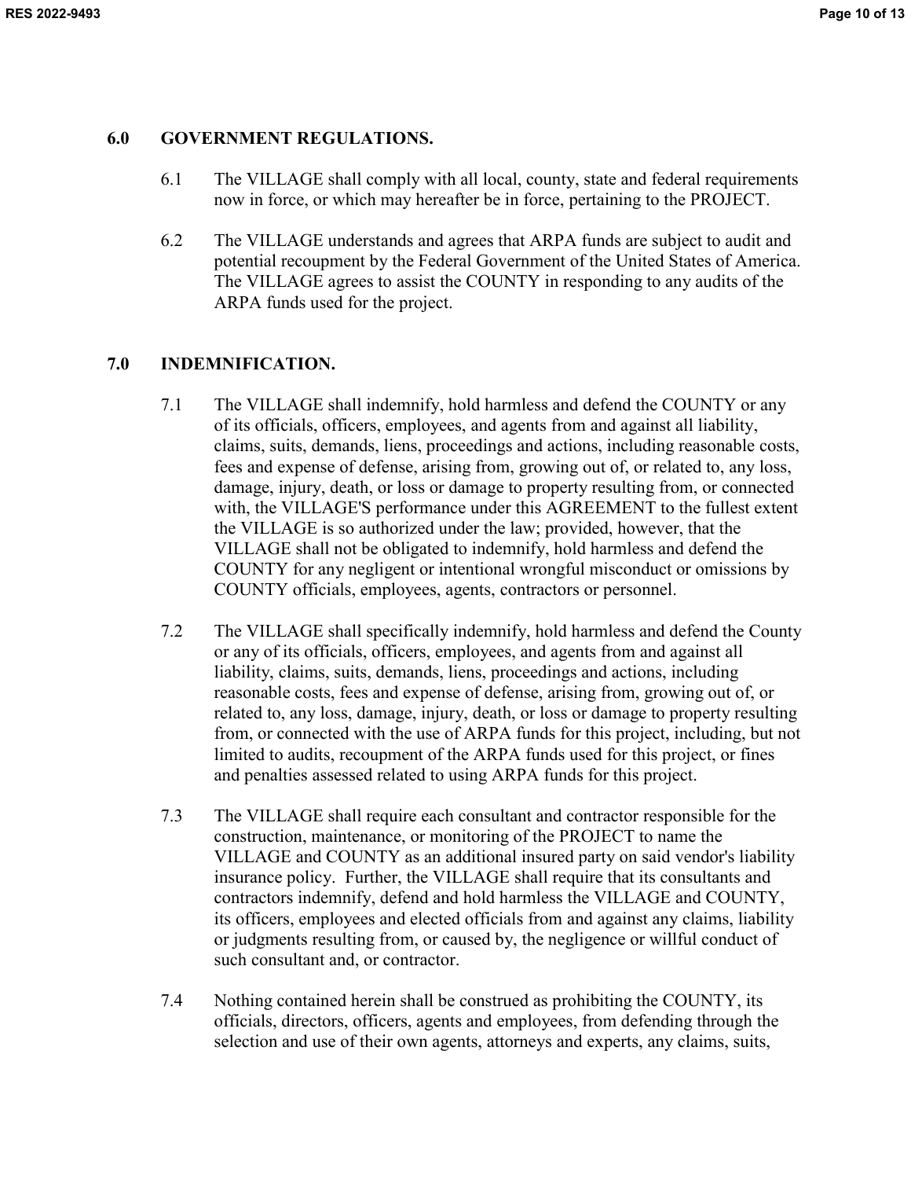## 6.0 GOVERNMENT REGULATIONS.

6.1 The VILLAGE shall comply with all local, county, state and federal requirements now in force, or which may hereafter be in force, pertaining to the PROJECT.

6.2 The VILLAGE understands and agrees that ARPA funds are subject to audit and potential recoupment by the Federal Government of the United States of America. The VILLAGE agrees to assist the COUNTY in responding to any audits of the ARPA funds used for the project.

## 7.0 INDEMNIFICATION.

7.1 The VILLAGE shall indemnify, hold harmless and defend the COUNTY or any of its officials, officers, employees, and agents from and against all liability, claims, suits, demands, liens, proceedings and actions, including reasonable costs, fees and expense of defense, arising from, growing out of, or related to, any loss, damage, injury, death, or loss or damage to property resulting from, or connected with, the VILLAGE'S performance under this AGREEMENT to the fullest extent the VILLAGE is so authorized under the law; provided, however, that the VILLAGE shall not be obligated to indemnify, hold harmless and defend the COUNTY for any negligent or intentional wrongful misconduct or omissions by COUNTY officials, employees, agents, contractors or personnel.

7.2 The VILLAGE shall specifically indemnify, hold harmless and defend the County or any of its officials, officers, employees, and agents from and against all liability, claims, suits, demands, liens, proceedings and actions, including reasonable costs, fees and expense of defense, arising from, growing out of, or related to, any loss, damage, injury, death, or loss or damage to property resulting from, or connected with the use of ARPA funds for this project, including, but not limited to audits, recoupment of the ARPA funds used for this project, or fines and penalties assessed related to using ARPA funds for this project.

7.3 The VILLAGE shall require each consultant and contractor responsible for the construction, maintenance, or monitoring of the PROJECT to name the VILLAGE and COUNTY as an additional insured party on said vendor's liability insurance policy. Further, the VILLAGE shall require that its consultants and contractors indemnify, defend and hold harmless the VILLAGE and COUNTY, its officers, employees and elected officials from and against any claims, liability or judgments resulting from, or caused by, the negligence or willful conduct of such consultant and, or contractor.

7.4 Nothing contained herein shall be construed as prohibiting the COUNTY, its officials, directors, officers, agents and employees, from defending through the selection and use of their own agents, attorneys and experts, any claims, suits,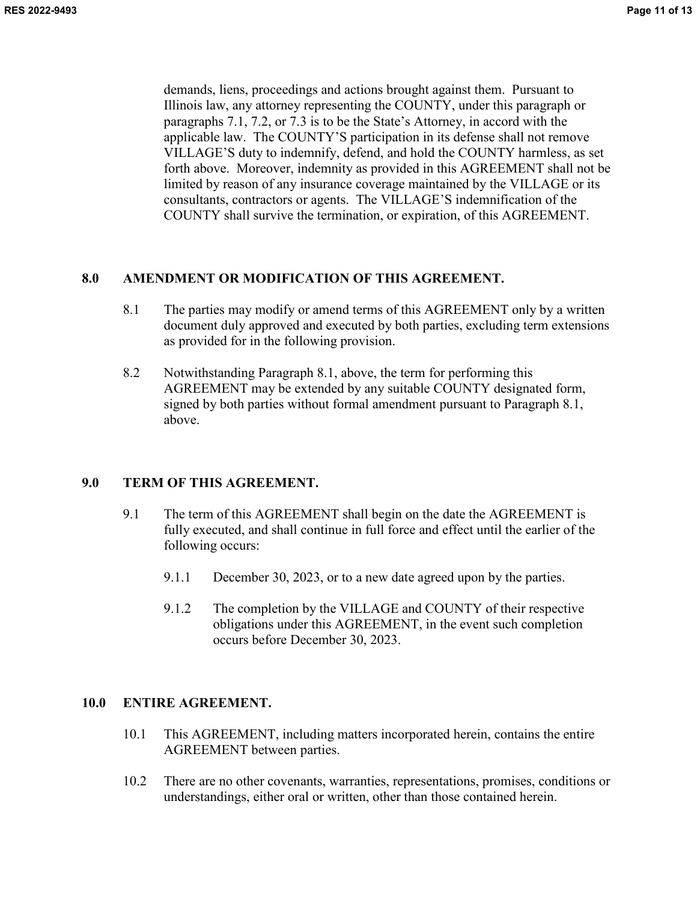demands, liens, proceedings and actions brought against them. Pursuant to Illinois law, any attorney representing the COUNTY, under this paragraph or paragraphs 7.1, 7.2, or 7.3 is to be the State's Attorney, in accord with the applicable law. The COUNTY'S participation in its defense shall not remove VILLAGE'S duty to indemnify, defend, and hold the COUNTY harmless, as set forth above. Moreover, indemnity as provided in this AGREEMENT shall not be limited by reason of any insurance coverage maintained by the VILLAGE or its consultants, contractors or agents. The VILLAGE'S indemnification of the COUNTY shall survive the termination, or expiration, of this AGREEMENT.

## 8.0 AMENDMENT OR MODIFICATION OF THIS AGREEMENT.

8.1 The parties may modify or amend terms of this AGREEMENT only by a written document duly approved and executed by both parties, excluding term extensions as provided for in the following provision.

8.2 Notwithstanding Paragraph 8.1, above, the term for performing this AGREEMENT may be extended by any suitable COUNTY designated form, signed by both parties without formal amendment pursuant to Paragraph 8.1, above.

## 9.0 TERM OF THIS AGREEMENT.

9.1 The term of this AGREEMENT shall begin on the date the AGREEMENT is fully executed, and shall continue in full force and effect until the earlier of the following occurs:

9.1.1 December 30, 2023, or to a new date agreed upon by the parties.

9.1.2 The completion by the VILLAGE and COUNTY of their respective obligations under this AGREEMENT, in the event such completion occurs before December 30, 2023.

## 10.0 ENTIRE AGREEMENT.

10.1 This AGREEMENT, including matters incorporated herein, contains the entire AGREEMENT between parties.

10.2 There are no other covenants, warranties, representations, promises, conditions or understandings, either oral or written, other than those contained herein.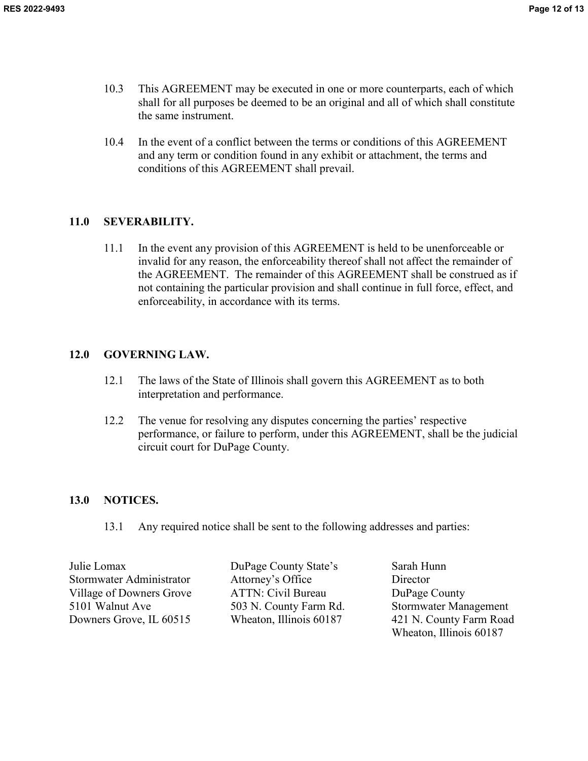10.3 This AGREEMENT may be executed in one or more counterparts, each of which shall for all purposes be deemed to be an original and all of which shall constitute the same instrument.

10.4 In the event of a conflict between the terms or conditions of this AGREEMENT and any term or condition found in any exhibit or attachment, the terms and conditions of this AGREEMENT shall prevail.

## 11.0 SEVERABILITY.

11.1 In the event any provision of this AGREEMENT is held to be unenforceable or invalid for any reason, the enforceability thereof shall not affect the remainder of the AGREEMENT. The remainder of this AGREEMENT shall be construed as if not containing the particular provision and shall continue in full force, effect, and enforceability, in accordance with its terms.

## 12.0 GOVERNING LAW.

12.1 The laws of the State of Illinois shall govern this AGREEMENT as to both interpretation and performance.

12.2 The venue for resolving any disputes concerning the parties' respective performance, or failure to perform, under this AGREEMENT, shall be the judicial circuit court for DuPage County.

## 13.0 NOTICES.

13.1 Any required notice shall be sent to the following addresses and parties:

Julie Lomax
Stormwater Administrator
Village of Downers Grove
5101 Walnut Ave
Downers Grove, IL 60515

DuPage County State's Attorney's Office
ATTN: Civil Bureau
503 N. County Farm Rd.
Wheaton, Illinois 60187

Sarah Hunn
Director
DuPage County
Stormwater Management
421 N. County Farm Road
Wheaton, Illinois 60187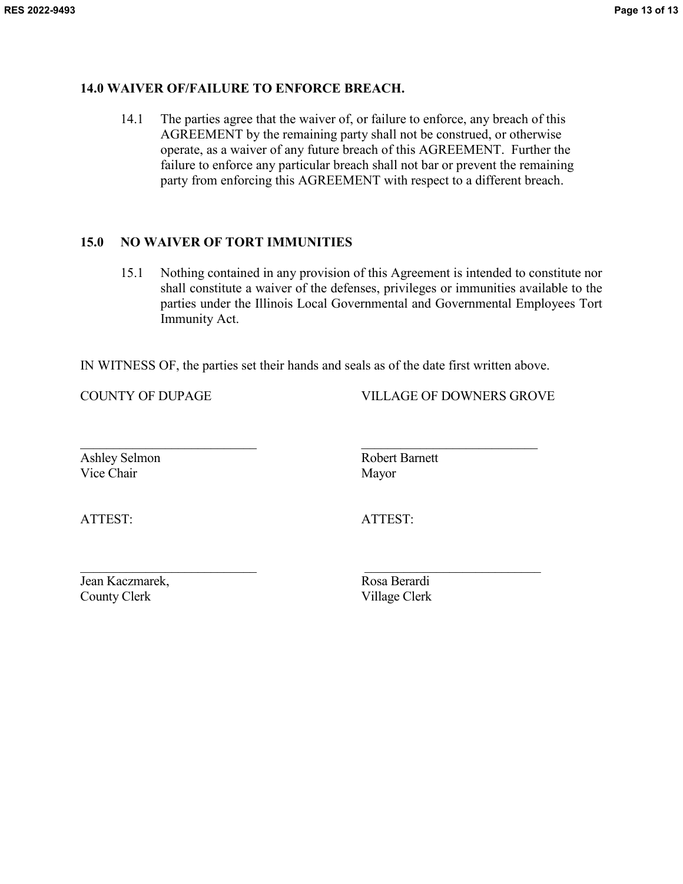**14.0 WAIVER OF/FAILURE TO ENFORCE BREACH.**

14.1 The parties agree that the waiver of, or failure to enforce, any breach of this AGREEMENT by the remaining party shall not be construed, or otherwise operate, as a waiver of any future breach of this AGREEMENT. Further the failure to enforce any particular breach shall not bar or prevent the remaining party from enforcing this AGREEMENT with respect to a different breach.

**15.0 NO WAIVER OF TORT IMMUNITIES**

15.1 Nothing contained in any provision of this Agreement is intended to constitute nor shall constitute a waiver of the defenses, privileges or immunities available to the parties under the Illinois Local Governmental and Governmental Employees Tort Immunity Act.

IN WITNESS OF, the parties set their hands and seals as of the date first written above.

COUNTY OF DUPAGE

\_\_\_\_\_\_\_\_\_\_\_\_\_\_\_\_\_\_\_\_\_\_\_\_\_\_\_
Ashley Selmon
Vice Chair

ATTEST:

\_\_\_\_\_\_\_\_\_\_\_\_\_\_\_\_\_\_\_\_\_\_\_\_\_\_\_
Jean Kaczmarek,
County Clerk

VILLAGE OF DOWNERS GROVE

\_\_\_\_\_\_\_\_\_\_\_\_\_\_\_\_\_\_\_\_\_\_\_\_\_\_\_
Robert Barnett
Mayor

ATTEST:

\_\_\_\_\_\_\_\_\_\_\_\_\_\_\_\_\_\_\_\_\_\_\_\_\_\_\_
Rosa Berardi
Village Clerk